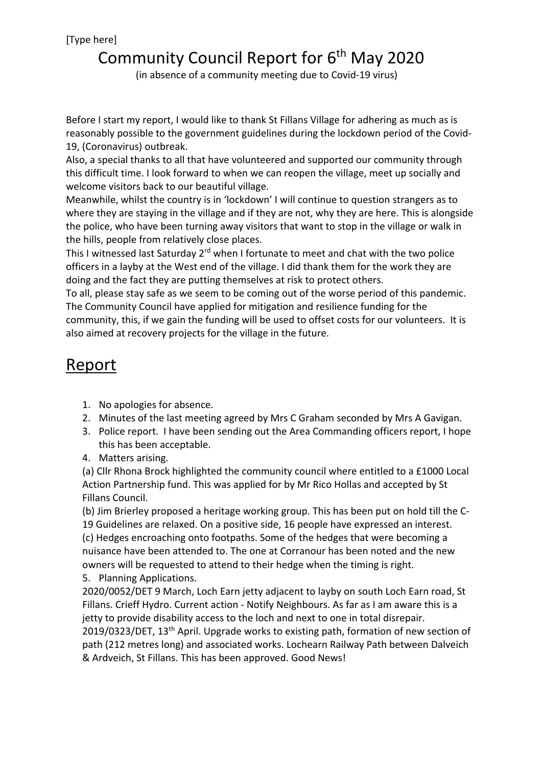[Type here]

# Community Council Report for 6th May 2020

(in absence of a community meeting due to Covid-19 virus)

Before I start my report, I would like to thank St Fillans Village for adhering as much as is reasonably possible to the government guidelines during the lockdown period of the Covid-19, (Coronavirus) outbreak.
Also, a special thanks to all that have volunteered and supported our community through this difficult time. I look forward to when we can reopen the village, meet up socially and welcome visitors back to our beautiful village.
Meanwhile, whilst the country is in 'lockdown' I will continue to question strangers as to where they are staying in the village and if they are not, why they are here. This is alongside the police, who have been turning away visitors that want to stop in the village or walk in the hills, people from relatively close places.
This I witnessed last Saturday 2nd when I fortunate to meet and chat with the two police officers in a layby at the West end of the village. I did thank them for the work they are doing and the fact they are putting themselves at risk to protect others.
To all, please stay safe as we seem to be coming out of the worse period of this pandemic.
The Community Council have applied for mitigation and resilience funding for the community, this, if we gain the funding will be used to offset costs for our volunteers. It is also aimed at recovery projects for the village in the future.

## Report

1. No apologies for absence.
2. Minutes of the last meeting agreed by Mrs C Graham seconded by Mrs A Gavigan.
3. Police report. I have been sending out the Area Commanding officers report, I hope this has been acceptable.
4. Matters arising.

(a) Cllr Rhona Brock highlighted the community council where entitled to a £1000 Local Action Partnership fund. This was applied for by Mr Rico Hollas and accepted by St Fillans Council.
(b) Jim Brierley proposed a heritage working group. This has been put on hold till the C-19 Guidelines are relaxed. On a positive side, 16 people have expressed an interest.
(c) Hedges encroaching onto footpaths. Some of the hedges that were becoming a nuisance have been attended to. The one at Corranour has been noted and the new owners will be requested to attend to their hedge when the timing is right.

5. Planning Applications.

2020/0052/DET 9 March, Loch Earn jetty adjacent to layby on south Loch Earn road, St Fillans. Crieff Hydro. Current action - Notify Neighbours. As far as I am aware this is a jetty to provide disability access to the loch and next to one in total disrepair.
2019/0323/DET, 13th April. Upgrade works to existing path, formation of new section of path (212 metres long) and associated works. Lochearn Railway Path between Dalveich & Ardveich, St Fillans. This has been approved. Good News!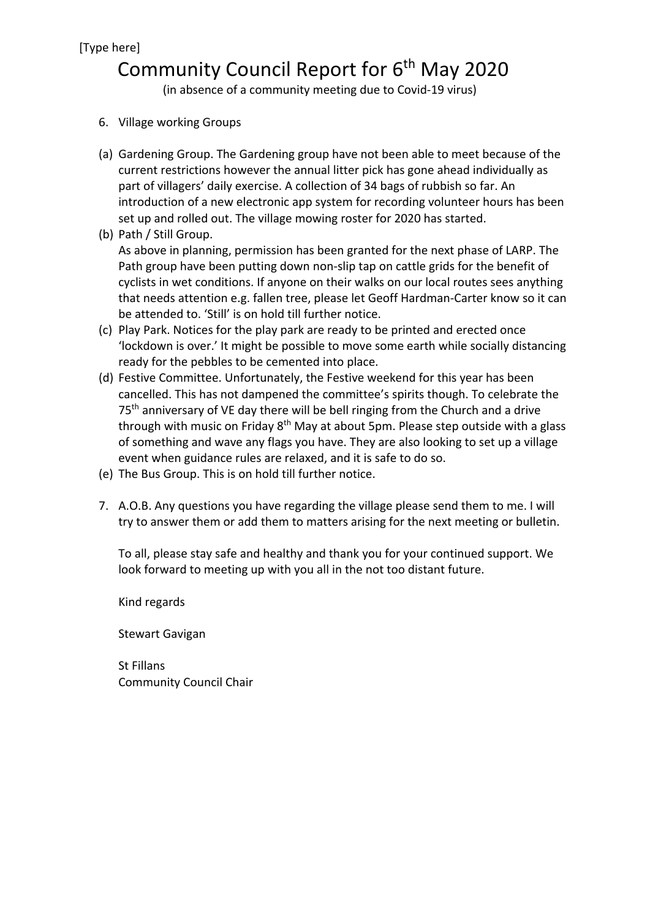[Type here]

# Community Council Report for 6th May 2020

(in absence of a community meeting due to Covid-19 virus)

6. Village working Groups

(a) Gardening Group. The Gardening group have not been able to meet because of the current restrictions however the annual litter pick has gone ahead individually as part of villagers' daily exercise. A collection of 34 bags of rubbish so far. An introduction of a new electronic app system for recording volunteer hours has been set up and rolled out. The village mowing roster for 2020 has started.

(b) Path / Still Group.
As above in planning, permission has been granted for the next phase of LARP. The Path group have been putting down non-slip tap on cattle grids for the benefit of cyclists in wet conditions. If anyone on their walks on our local routes sees anything that needs attention e.g. fallen tree, please let Geoff Hardman-Carter know so it can be attended to. 'Still' is on hold till further notice.

(c) Play Park. Notices for the play park are ready to be printed and erected once 'lockdown is over.' It might be possible to move some earth while socially distancing ready for the pebbles to be cemented into place.

(d) Festive Committee. Unfortunately, the Festive weekend for this year has been cancelled. This has not dampened the committee's spirits though. To celebrate the 75th anniversary of VE day there will be bell ringing from the Church and a drive through with music on Friday 8th May at about 5pm. Please step outside with a glass of something and wave any flags you have. They are also looking to set up a village event when guidance rules are relaxed, and it is safe to do so.

(e) The Bus Group. This is on hold till further notice.

7. A.O.B. Any questions you have regarding the village please send them to me. I will try to answer them or add them to matters arising for the next meeting or bulletin.

   To all, please stay safe and healthy and thank you for your continued support. We look forward to meeting up with you all in the not too distant future.

   Kind regards

   Stewart Gavigan

   St Fillans
   Community Council Chair